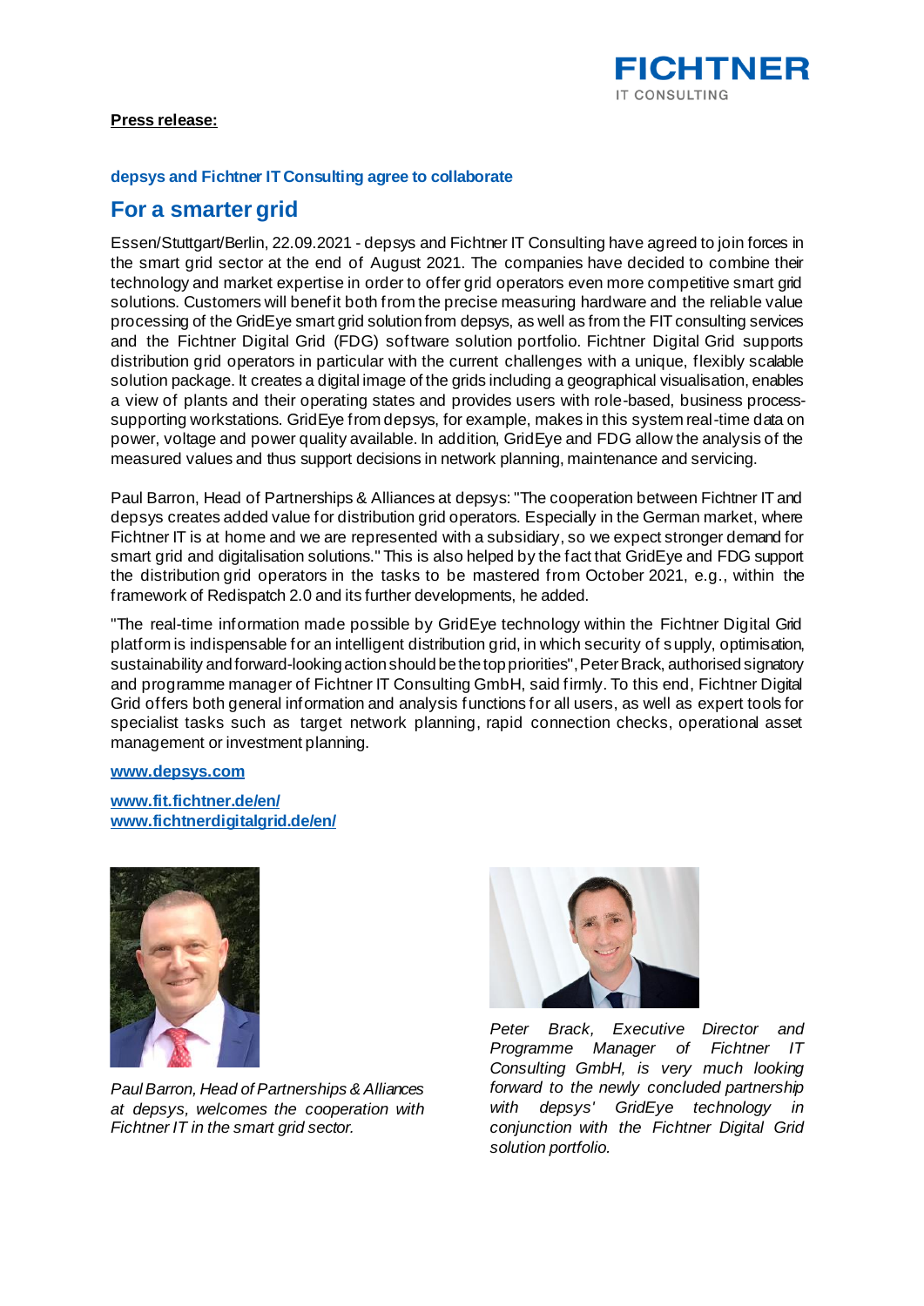**Press release:**

**depsys and Fichtner IT Consulting agree to collaborate**

# For a smarter grid

Essen/Stuttgart/Berlin, 22.09.2021 - depsys and Fichtner IT Consulting have agreed to join forces in the smart grid sector at the end of August 2021. The companies have decided to combine their technology and market expertise in order to offer grid operators even more competitive smart grid solutions. Customers will benefit both from the precise measuring hardware and the reliable value processing of the GridEye smart grid solution from depsys, as well as from the FIT consulting services and the Fichtner Digital Grid (FDG) software solution portfolio. Fichtner Digital Grid supports distribution grid operators in particular with the current challenges with a unique, flexibly scalable solution package. It creates a digital image of the grids including a geographical visualisation, enables a view of plants and their operating states and provides users with role-based, business process-supporting workstations. GridEye from depsys, for example, makes in this system real-time data on power, voltage and power quality available. In addition, GridEye and FDG allow the analysis of the measured values and thus support decisions in network planning, maintenance and servicing.

Paul Barron, Head of Partnerships & Alliances at depsys: "The cooperation between Fichtner IT and depsys creates added value for distribution grid operators. Especially in the German market, where Fichtner IT is at home and we are represented with a subsidiary, so we expect stronger demand for smart grid and digitalisation solutions." This is also helped by the fact that GridEye and FDG support the distribution grid operators in the tasks to be mastered from October 2021, e.g., within the framework of Redispatch 2.0 and its further developments, he added.

"The real-time information made possible by GridEye technology within the Fichtner Digital Grid platform is indispensable for an intelligent distribution grid, in which security of supply, optimisation, sustainability and forward-looking action should be the top priorities", Peter Brack, authorised signatory and programme manager of Fichtner IT Consulting GmbH, said firmly. To this end, Fichtner Digital Grid offers both general information and analysis functions for all users, as well as expert tools for specialist tasks such as target network planning, rapid connection checks, operational asset management or investment planning.

[www.depsys.com](http://www.depsys.com)

[www.fit.fichtner.de/en/](http://www.fit.fichtner.de/en/)
[www.fichtnerdigitalgrid.de/en/](http://www.fichtnerdigitalgrid.de/en/)

*Paul Barron, Head of Partnerships & Alliances at depsys, welcomes the cooperation with Fichtner IT in the smart grid sector.*

*Peter Brack, Executive Director and Programme Manager of Fichtner IT Consulting GmbH, is very much looking forward to the newly concluded partnership with depsys' GridEye technology in conjunction with the Fichtner Digital Grid solution portfolio.*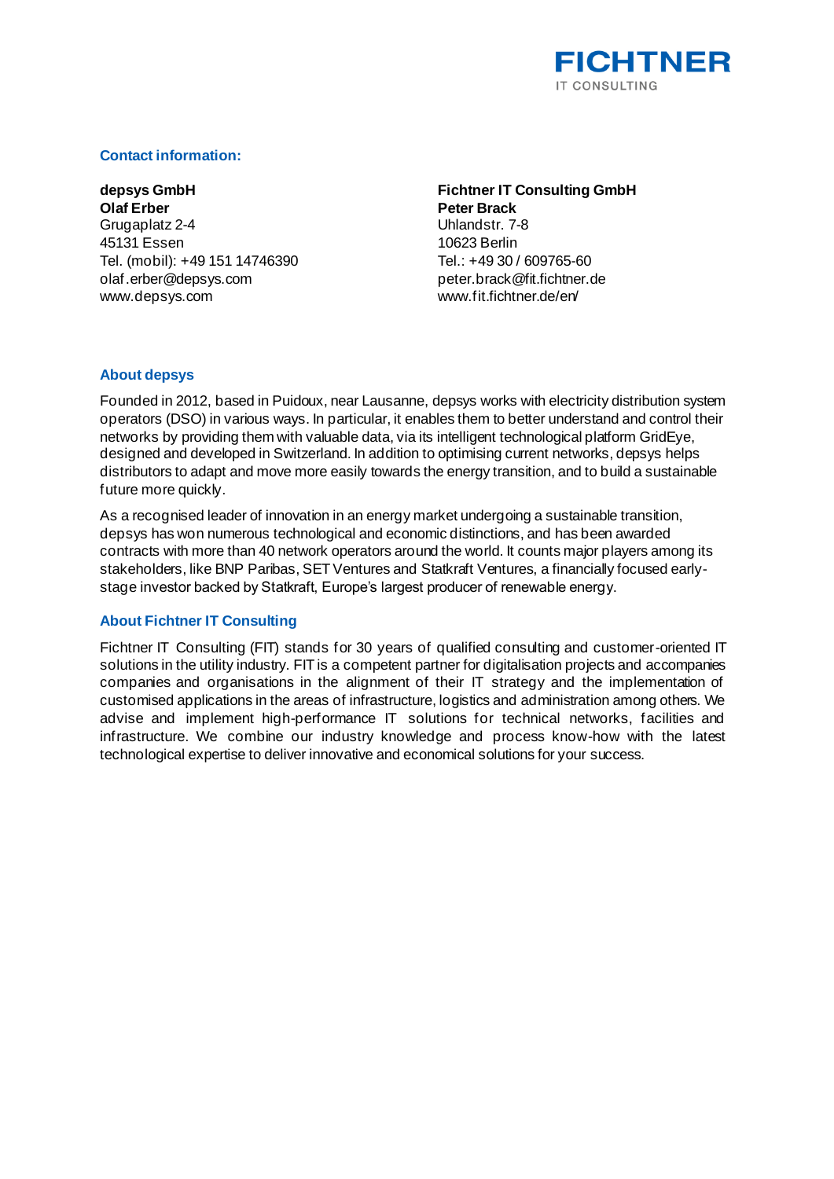FICHTNER
IT CONSULTING

### Contact information:

**depsys GmbH**
**Olaf Erber**
Grugaplatz 2-4
45131 Essen
Tel. (mobil): +49 151 14746390
olaf.erber@depsys.com
www.depsys.com

**Fichtner IT Consulting GmbH**
**Peter Brack**
Uhlandstr. 7-8
10623 Berlin
Tel.: +49 30 / 609765-60
peter.brack@fit.fichtner.de
www.fit.fichtner.de/en/

### About depsys

Founded in 2012, based in Puidoux, near Lausanne, depsys works with electricity distribution system operators (DSO) in various ways. In particular, it enables them to better understand and control their networks by providing them with valuable data, via its intelligent technological platform GridEye, designed and developed in Switzerland. In addition to optimising current networks, depsys helps distributors to adapt and move more easily towards the energy transition, and to build a sustainable future more quickly.

As a recognised leader of innovation in an energy market undergoing a sustainable transition, depsys has won numerous technological and economic distinctions, and has been awarded contracts with more than 40 network operators around the world. It counts major players among its stakeholders, like BNP Paribas, SET Ventures and Statkraft Ventures, a financially focused early-stage investor backed by Statkraft, Europe's largest producer of renewable energy.

### About Fichtner IT Consulting

Fichtner IT Consulting (FIT) stands for 30 years of qualified consulting and customer-oriented IT solutions in the utility industry. FIT is a competent partner for digitalisation projects and accompanies companies and organisations in the alignment of their IT strategy and the implementation of customised applications in the areas of infrastructure, logistics and administration among others. We advise and implement high-performance IT solutions for technical networks, facilities and infrastructure. We combine our industry knowledge and process know-how with the latest technological expertise to deliver innovative and economical solutions for your success.